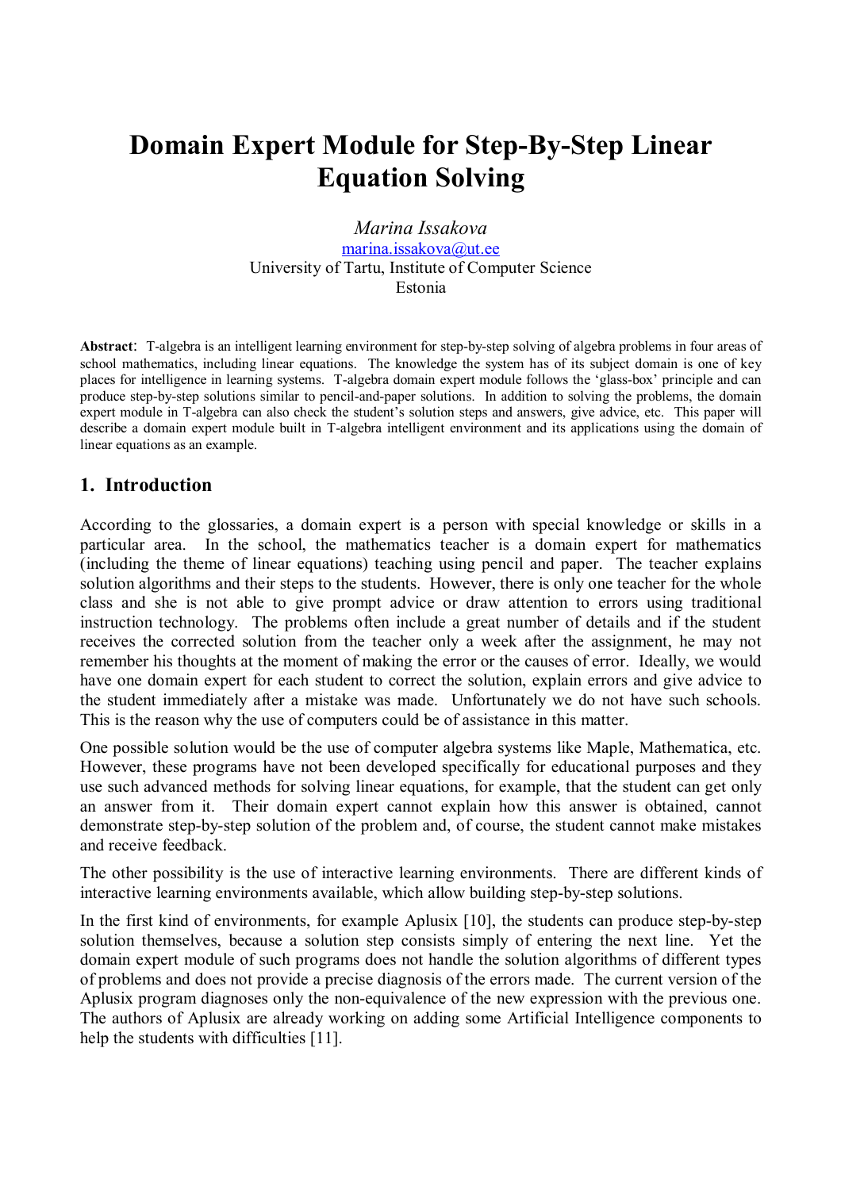# Domain Expert Module for Step-By-Step Linear Equation Solving

*Marina Issakova*
marina.issakova@ut.ee
University of Tartu, Institute of Computer Science
Estonia

**Abstract**: T-algebra is an intelligent learning environment for step-by-step solving of algebra problems in four areas of school mathematics, including linear equations. The knowledge the system has of its subject domain is one of key places for intelligence in learning systems. T-algebra domain expert module follows the 'glass-box' principle and can produce step-by-step solutions similar to pencil-and-paper solutions. In addition to solving the problems, the domain expert module in T-algebra can also check the student's solution steps and answers, give advice, etc. This paper will describe a domain expert module built in T-algebra intelligent environment and its applications using the domain of linear equations as an example.

## 1. Introduction

According to the glossaries, a domain expert is a person with special knowledge or skills in a particular area. In the school, the mathematics teacher is a domain expert for mathematics (including the theme of linear equations) teaching using pencil and paper. The teacher explains solution algorithms and their steps to the students. However, there is only one teacher for the whole class and she is not able to give prompt advice or draw attention to errors using traditional instruction technology. The problems often include a great number of details and if the student receives the corrected solution from the teacher only a week after the assignment, he may not remember his thoughts at the moment of making the error or the causes of error. Ideally, we would have one domain expert for each student to correct the solution, explain errors and give advice to the student immediately after a mistake was made. Unfortunately we do not have such schools. This is the reason why the use of computers could be of assistance in this matter.

One possible solution would be the use of computer algebra systems like Maple, Mathematica, etc. However, these programs have not been developed specifically for educational purposes and they use such advanced methods for solving linear equations, for example, that the student can get only an answer from it. Their domain expert cannot explain how this answer is obtained, cannot demonstrate step-by-step solution of the problem and, of course, the student cannot make mistakes and receive feedback.

The other possibility is the use of interactive learning environments. There are different kinds of interactive learning environments available, which allow building step-by-step solutions.

In the first kind of environments, for example Aplusix [10], the students can produce step-by-step solution themselves, because a solution step consists simply of entering the next line. Yet the domain expert module of such programs does not handle the solution algorithms of different types of problems and does not provide a precise diagnosis of the errors made. The current version of the Aplusix program diagnoses only the non-equivalence of the new expression with the previous one. The authors of Aplusix are already working on adding some Artificial Intelligence components to help the students with difficulties [11].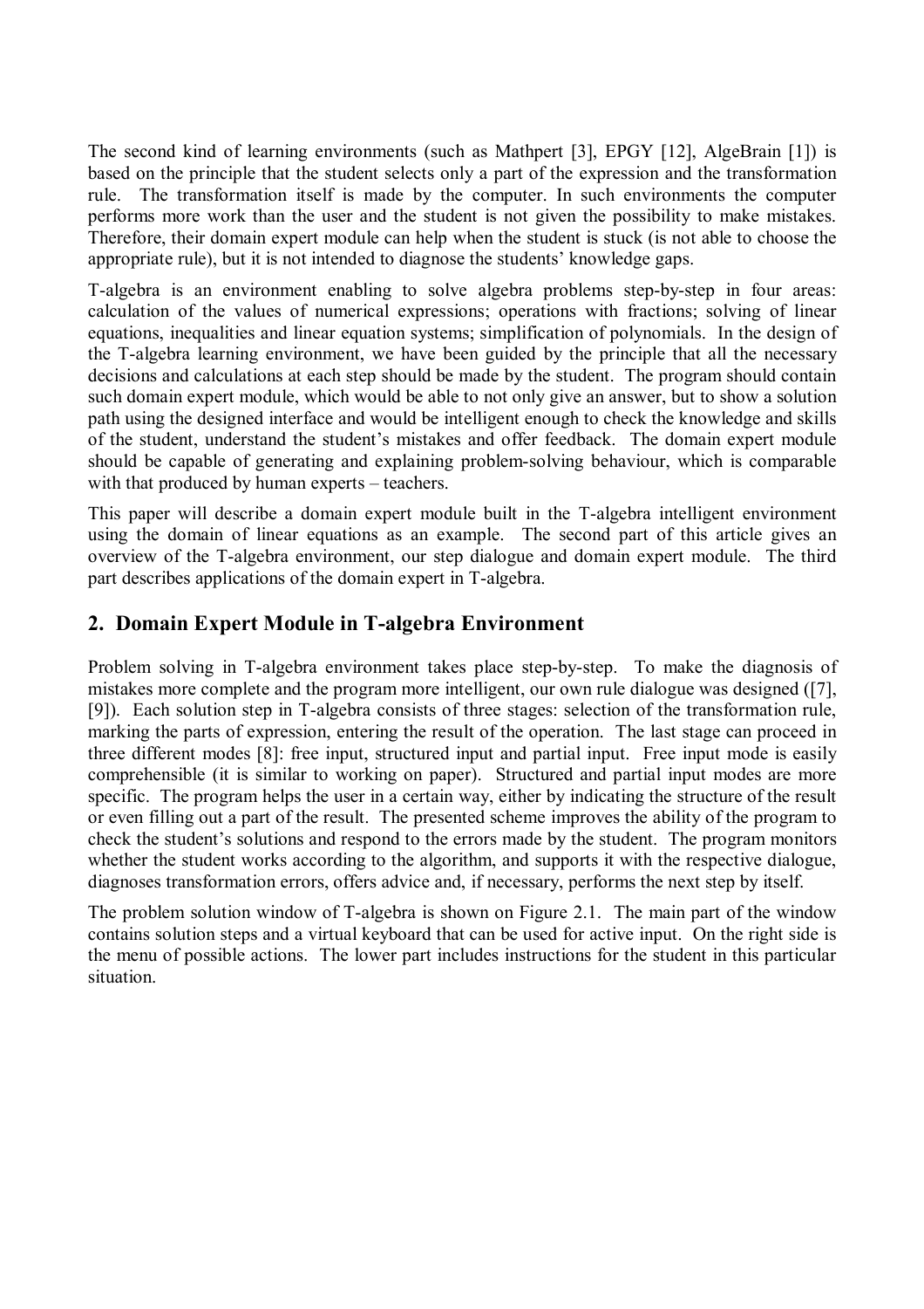The second kind of learning environments (such as Mathpert [3], EPGY [12], AlgeBrain [1]) is based on the principle that the student selects only a part of the expression and the transformation rule. The transformation itself is made by the computer. In such environments the computer performs more work than the user and the student is not given the possibility to make mistakes. Therefore, their domain expert module can help when the student is stuck (is not able to choose the appropriate rule), but it is not intended to diagnose the students' knowledge gaps.

T-algebra is an environment enabling to solve algebra problems step-by-step in four areas: calculation of the values of numerical expressions; operations with fractions; solving of linear equations, inequalities and linear equation systems; simplification of polynomials. In the design of the T-algebra learning environment, we have been guided by the principle that all the necessary decisions and calculations at each step should be made by the student. The program should contain such domain expert module, which would be able to not only give an answer, but to show a solution path using the designed interface and would be intelligent enough to check the knowledge and skills of the student, understand the student's mistakes and offer feedback. The domain expert module should be capable of generating and explaining problem-solving behaviour, which is comparable with that produced by human experts – teachers.

This paper will describe a domain expert module built in the T-algebra intelligent environment using the domain of linear equations as an example. The second part of this article gives an overview of the T-algebra environment, our step dialogue and domain expert module. The third part describes applications of the domain expert in T-algebra.

## 2. Domain Expert Module in T-algebra Environment

Problem solving in T-algebra environment takes place step-by-step. To make the diagnosis of mistakes more complete and the program more intelligent, our own rule dialogue was designed ([7], [9]). Each solution step in T-algebra consists of three stages: selection of the transformation rule, marking the parts of expression, entering the result of the operation. The last stage can proceed in three different modes [8]: free input, structured input and partial input. Free input mode is easily comprehensible (it is similar to working on paper). Structured and partial input modes are more specific. The program helps the user in a certain way, either by indicating the structure of the result or even filling out a part of the result. The presented scheme improves the ability of the program to check the student's solutions and respond to the errors made by the student. The program monitors whether the student works according to the algorithm, and supports it with the respective dialogue, diagnoses transformation errors, offers advice and, if necessary, performs the next step by itself.

The problem solution window of T-algebra is shown on Figure 2.1. The main part of the window contains solution steps and a virtual keyboard that can be used for active input. On the right side is the menu of possible actions. The lower part includes instructions for the student in this particular situation.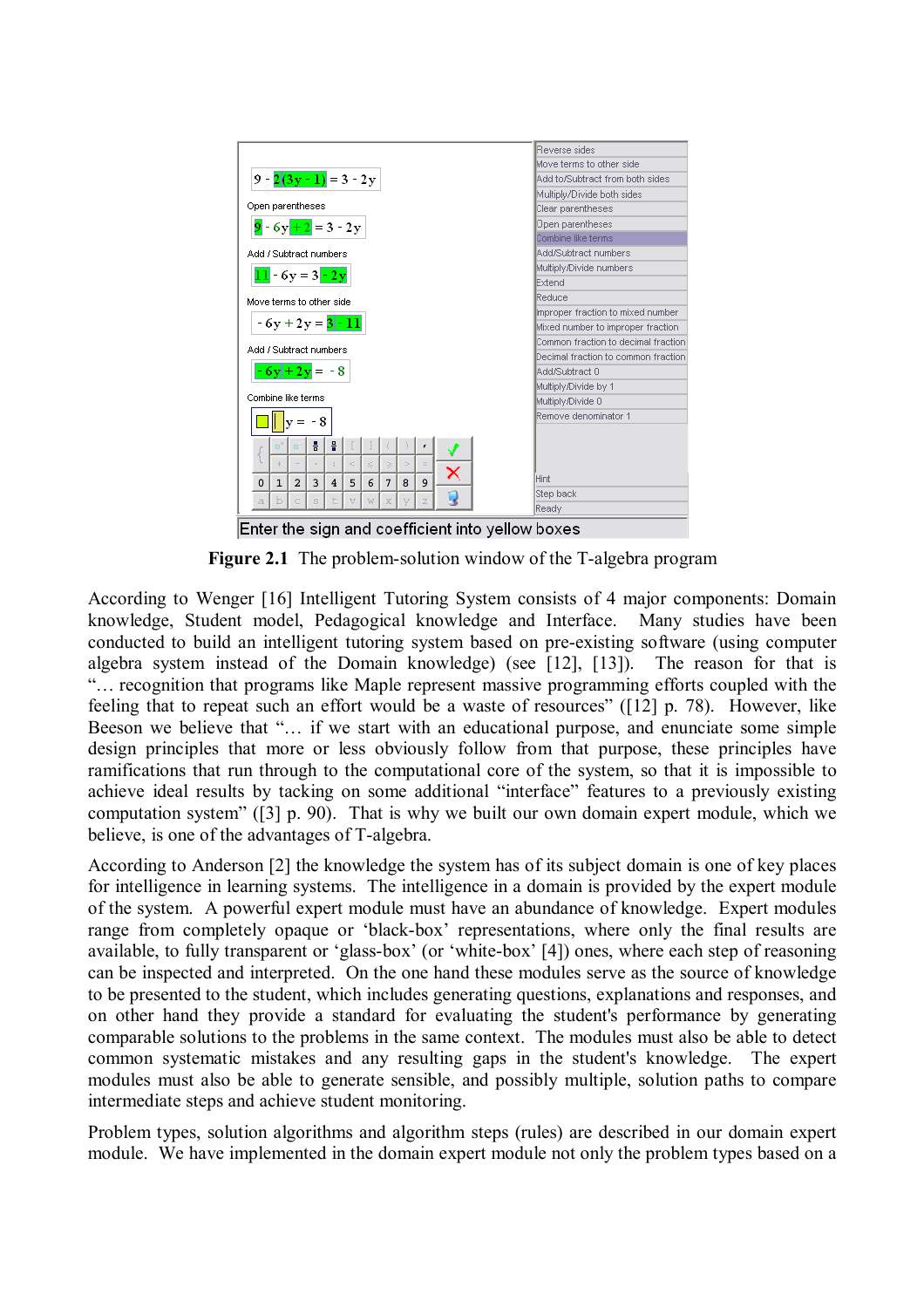**Figure 2.1** The problem-solution window of the T-algebra program

According to Wenger [16] Intelligent Tutoring System consists of 4 major components: Domain knowledge, Student model, Pedagogical knowledge and Interface. Many studies have been conducted to build an intelligent tutoring system based on pre-existing software (using computer algebra system instead of the Domain knowledge) (see [12], [13]). The reason for that is "… recognition that programs like Maple represent massive programming efforts coupled with the feeling that to repeat such an effort would be a waste of resources" ([12] p. 78). However, like Beeson we believe that "… if we start with an educational purpose, and enunciate some simple design principles that more or less obviously follow from that purpose, these principles have ramifications that run through to the computational core of the system, so that it is impossible to achieve ideal results by tacking on some additional "interface" features to a previously existing computation system" ([3] p. 90). That is why we built our own domain expert module, which we believe, is one of the advantages of T-algebra.

According to Anderson [2] the knowledge the system has of its subject domain is one of key places for intelligence in learning systems. The intelligence in a domain is provided by the expert module of the system. A powerful expert module must have an abundance of knowledge. Expert modules range from completely opaque or 'black-box' representations, where only the final results are available, to fully transparent or 'glass-box' (or 'white-box' [4]) ones, where each step of reasoning can be inspected and interpreted. On the one hand these modules serve as the source of knowledge to be presented to the student, which includes generating questions, explanations and responses, and on other hand they provide a standard for evaluating the student's performance by generating comparable solutions to the problems in the same context. The modules must also be able to detect common systematic mistakes and any resulting gaps in the student's knowledge. The expert modules must also be able to generate sensible, and possibly multiple, solution paths to compare intermediate steps and achieve student monitoring.

Problem types, solution algorithms and algorithm steps (rules) are described in our domain expert module. We have implemented in the domain expert module not only the problem types based on a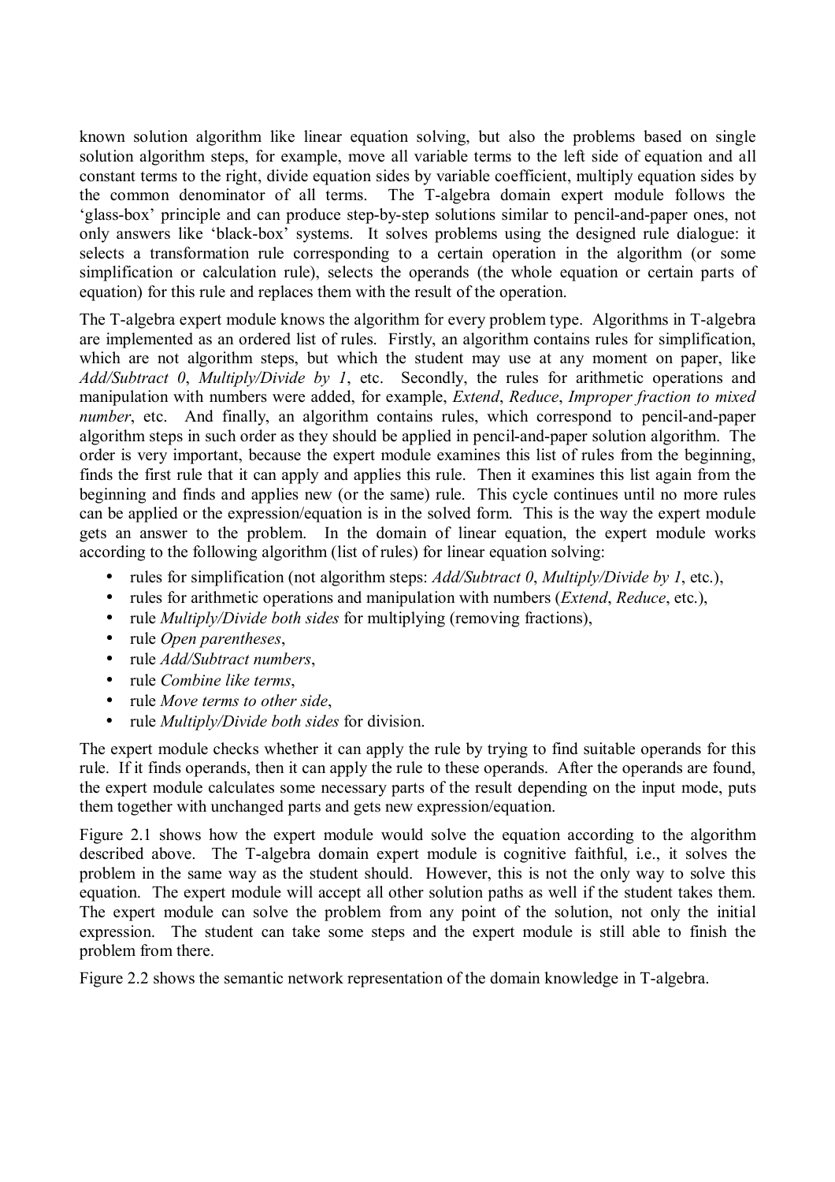known solution algorithm like linear equation solving, but also the problems based on single solution algorithm steps, for example, move all variable terms to the left side of equation and all constant terms to the right, divide equation sides by variable coefficient, multiply equation sides by the common denominator of all terms. The T-algebra domain expert module follows the 'glass-box' principle and can produce step-by-step solutions similar to pencil-and-paper ones, not only answers like 'black-box' systems. It solves problems using the designed rule dialogue: it selects a transformation rule corresponding to a certain operation in the algorithm (or some simplification or calculation rule), selects the operands (the whole equation or certain parts of equation) for this rule and replaces them with the result of the operation.

The T-algebra expert module knows the algorithm for every problem type. Algorithms in T-algebra are implemented as an ordered list of rules. Firstly, an algorithm contains rules for simplification, which are not algorithm steps, but which the student may use at any moment on paper, like *Add/Subtract 0*, *Multiply/Divide by 1*, etc. Secondly, the rules for arithmetic operations and manipulation with numbers were added, for example, *Extend*, *Reduce*, *Improper fraction to mixed number*, etc. And finally, an algorithm contains rules, which correspond to pencil-and-paper algorithm steps in such order as they should be applied in pencil-and-paper solution algorithm. The order is very important, because the expert module examines this list of rules from the beginning, finds the first rule that it can apply and applies this rule. Then it examines this list again from the beginning and finds and applies new (or the same) rule. This cycle continues until no more rules can be applied or the expression/equation is in the solved form. This is the way the expert module gets an answer to the problem. In the domain of linear equation, the expert module works according to the following algorithm (list of rules) for linear equation solving:

- rules for simplification (not algorithm steps: *Add/Subtract 0*, *Multiply/Divide by 1*, etc.),
- rules for arithmetic operations and manipulation with numbers (*Extend*, *Reduce*, etc.),
- rule *Multiply/Divide both sides* for multiplying (removing fractions),
- rule *Open parentheses*,
- rule *Add/Subtract numbers*,
- rule *Combine like terms*,
- rule *Move terms to other side*,
- rule *Multiply/Divide both sides* for division.

The expert module checks whether it can apply the rule by trying to find suitable operands for this rule. If it finds operands, then it can apply the rule to these operands. After the operands are found, the expert module calculates some necessary parts of the result depending on the input mode, puts them together with unchanged parts and gets new expression/equation.

Figure 2.1 shows how the expert module would solve the equation according to the algorithm described above. The T-algebra domain expert module is cognitive faithful, i.e., it solves the problem in the same way as the student should. However, this is not the only way to solve this equation. The expert module will accept all other solution paths as well if the student takes them. The expert module can solve the problem from any point of the solution, not only the initial expression. The student can take some steps and the expert module is still able to finish the problem from there.

Figure 2.2 shows the semantic network representation of the domain knowledge in T-algebra.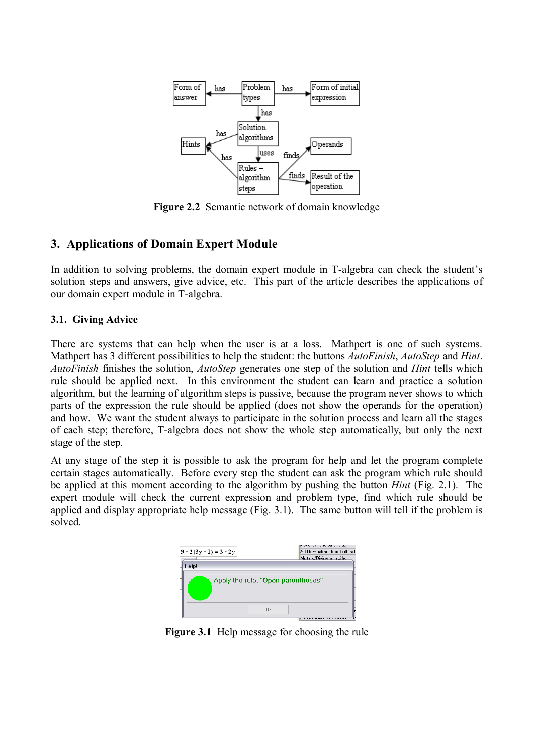Figure 2.2 Semantic network of domain knowledge

## 3. Applications of Domain Expert Module

In addition to solving problems, the domain expert module in T-algebra can check the student's solution steps and answers, give advice, etc. This part of the article describes the applications of our domain expert module in T-algebra.

### 3.1. Giving Advice

There are systems that can help when the user is at a loss. Mathpert is one of such systems. Mathpert has 3 different possibilities to help the student: the buttons *AutoFinish*, *AutoStep* and *Hint*. *AutoFinish* finishes the solution, *AutoStep* generates one step of the solution and *Hint* tells which rule should be applied next. In this environment the student can learn and practice a solution algorithm, but the learning of algorithm steps is passive, because the program never shows to which parts of the expression the rule should be applied (does not show the operands for the operation) and how. We want the student always to participate in the solution process and learn all the stages of each step; therefore, T-algebra does not show the whole step automatically, but only the next stage of the step.

At any stage of the step it is possible to ask the program for help and let the program complete certain stages automatically. Before every step the student can ask the program which rule should be applied at this moment according to the algorithm by pushing the button *Hint* (Fig. 2.1). The expert module will check the current expression and problem type, find which rule should be applied and display appropriate help message (Fig. 3.1). The same button will tell if the problem is solved.

**Figure 3.1** Help message for choosing the rule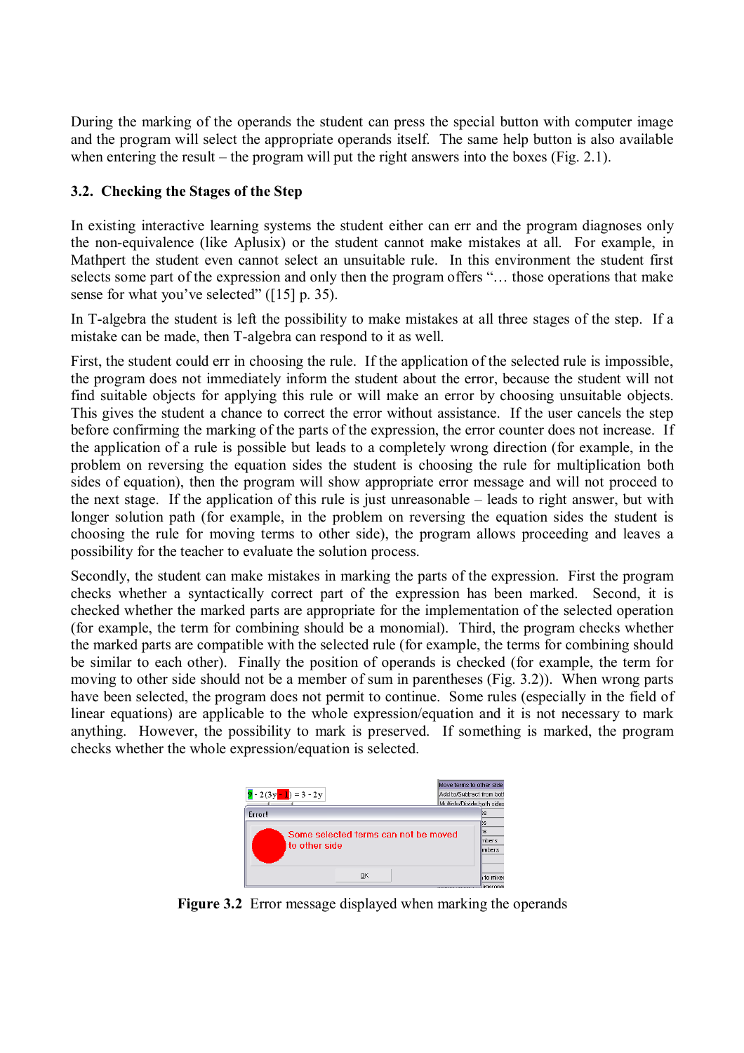During the marking of the operands the student can press the special button with computer image and the program will select the appropriate operands itself. The same help button is also available when entering the result – the program will put the right answers into the boxes (Fig. 2.1).

### 3.2. Checking the Stages of the Step

In existing interactive learning systems the student either can err and the program diagnoses only the non-equivalence (like Aplusix) or the student cannot make mistakes at all. For example, in Mathpert the student even cannot select an unsuitable rule. In this environment the student first selects some part of the expression and only then the program offers "… those operations that make sense for what you've selected" ([15] p. 35).

In T-algebra the student is left the possibility to make mistakes at all three stages of the step. If a mistake can be made, then T-algebra can respond to it as well.

First, the student could err in choosing the rule. If the application of the selected rule is impossible, the program does not immediately inform the student about the error, because the student will not find suitable objects for applying this rule or will make an error by choosing unsuitable objects. This gives the student a chance to correct the error without assistance. If the user cancels the step before confirming the marking of the parts of the expression, the error counter does not increase. If the application of a rule is possible but leads to a completely wrong direction (for example, in the problem on reversing the equation sides the student is choosing the rule for multiplication both sides of equation), then the program will show appropriate error message and will not proceed to the next stage. If the application of this rule is just unreasonable – leads to right answer, but with longer solution path (for example, in the problem on reversing the equation sides the student is choosing the rule for moving terms to other side), the program allows proceeding and leaves a possibility for the teacher to evaluate the solution process.

Secondly, the student can make mistakes in marking the parts of the expression. First the program checks whether a syntactically correct part of the expression has been marked. Second, it is checked whether the marked parts are appropriate for the implementation of the selected operation (for example, the term for combining should be a monomial). Third, the program checks whether the marked parts are compatible with the selected rule (for example, the terms for combining should be similar to each other). Finally the position of operands is checked (for example, the term for moving to other side should not be a member of sum in parentheses (Fig. 3.2)). When wrong parts have been selected, the program does not permit to continue. Some rules (especially in the field of linear equations) are applicable to the whole expression/equation and it is not necessary to mark anything. However, the possibility to mark is preserved. If something is marked, the program checks whether the whole expression/equation is selected.

**Figure 3.2** Error message displayed when marking the operands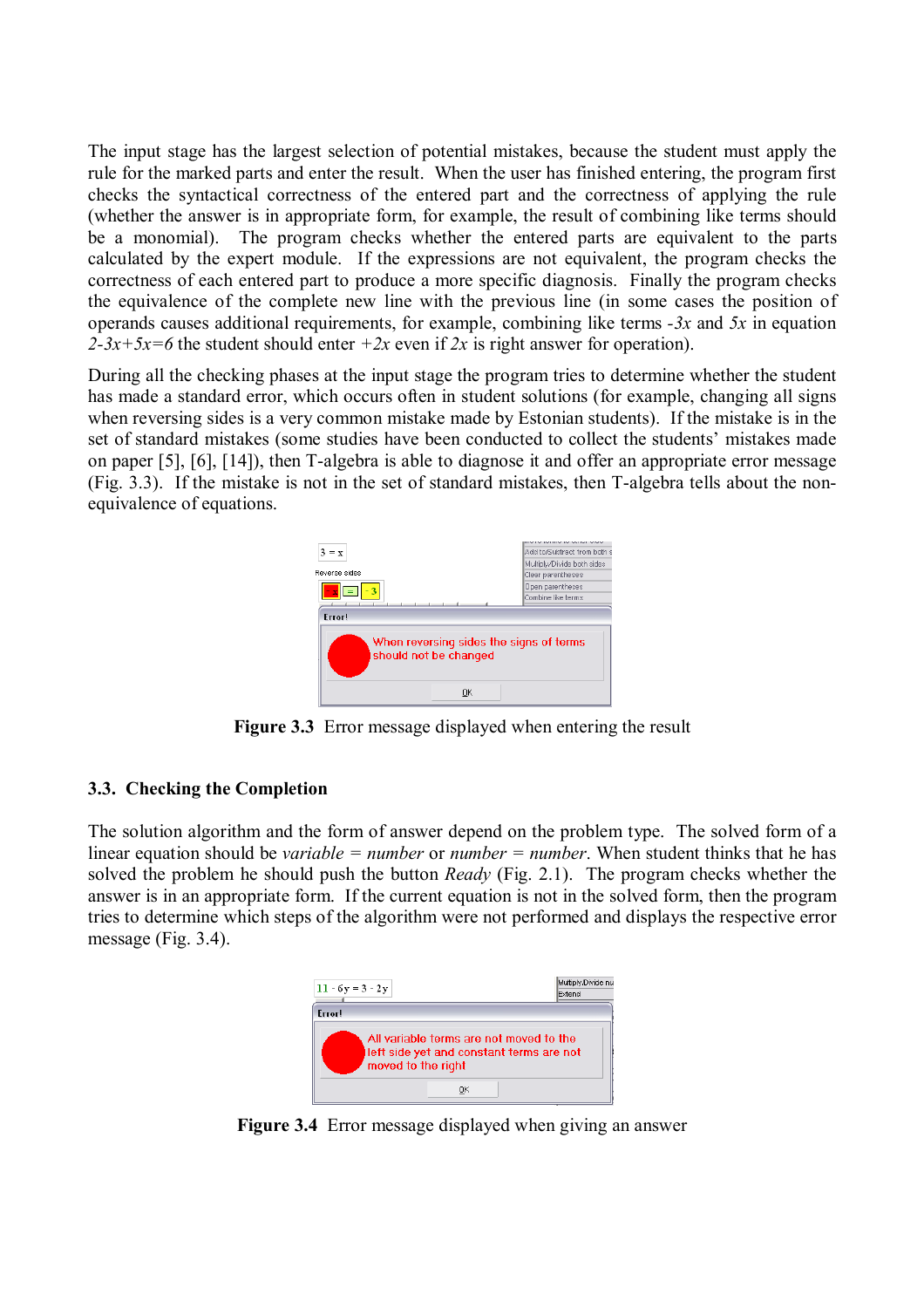The input stage has the largest selection of potential mistakes, because the student must apply the rule for the marked parts and enter the result. When the user has finished entering, the program first checks the syntactical correctness of the entered part and the correctness of applying the rule (whether the answer is in appropriate form, for example, the result of combining like terms should be a monomial). The program checks whether the entered parts are equivalent to the parts calculated by the expert module. If the expressions are not equivalent, the program checks the correctness of each entered part to produce a more specific diagnosis. Finally the program checks the equivalence of the complete new line with the previous line (in some cases the position of operands causes additional requirements, for example, combining like terms $-3x$ and $5x$ in equation $2-3x+5x=6$ the student should enter $+2x$ even if $2x$ is right answer for operation).

During all the checking phases at the input stage the program tries to determine whether the student has made a standard error, which occurs often in student solutions (for example, changing all signs when reversing sides is a very common mistake made by Estonian students). If the mistake is in the set of standard mistakes (some studies have been conducted to collect the students' mistakes made on paper [5], [6], [14]), then T-algebra is able to diagnose it and offer an appropriate error message (Fig. 3.3). If the mistake is not in the set of standard mistakes, then T-algebra tells about the non-equivalence of equations.

**Figure 3.3** Error message displayed when entering the result

### 3.3. Checking the Completion

The solution algorithm and the form of answer depend on the problem type. The solved form of a linear equation should be *variable = number* or *number = number*. When student thinks that he has solved the problem he should push the button *Ready* (Fig. 2.1). The program checks whether the answer is in an appropriate form. If the current equation is not in the solved form, then the program tries to determine which steps of the algorithm were not performed and displays the respective error message (Fig. 3.4).

**Figure 3.4** Error message displayed when giving an answer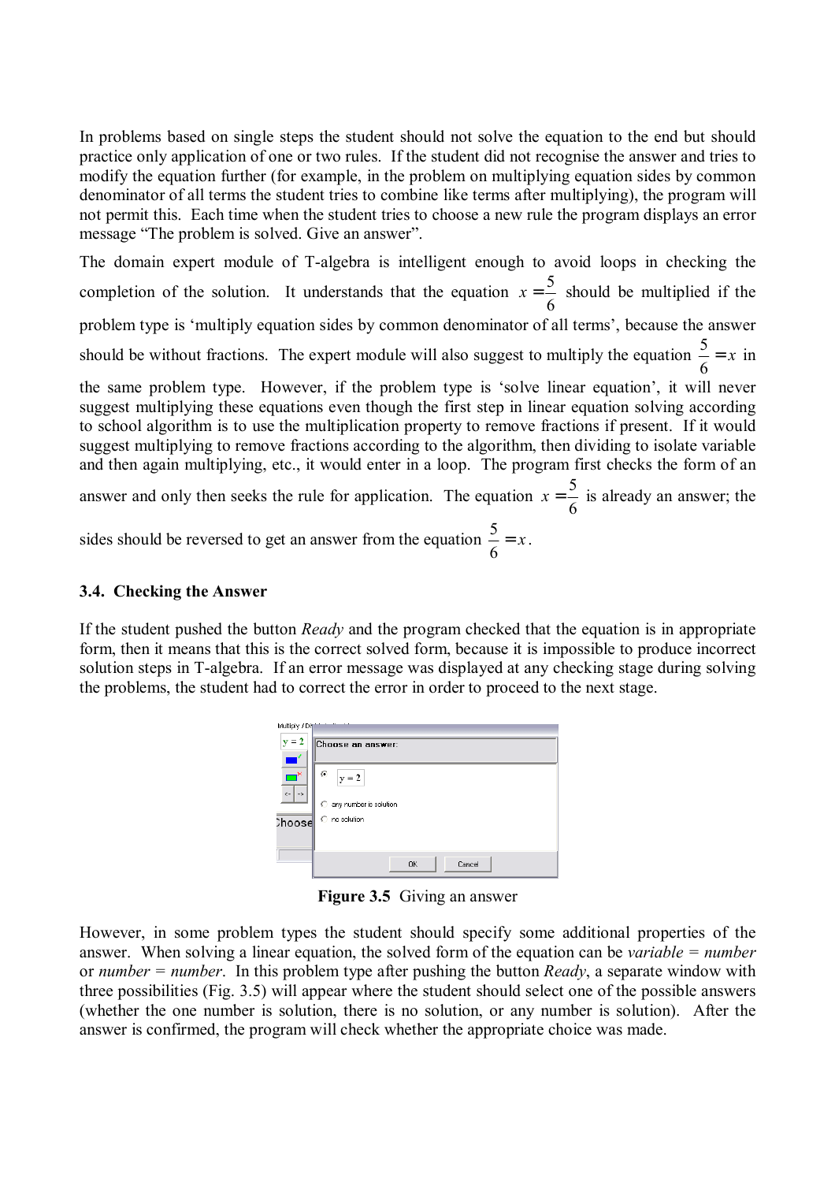In problems based on single steps the student should not solve the equation to the end but should practice only application of one or two rules. If the student did not recognise the answer and tries to modify the equation further (for example, in the problem on multiplying equation sides by common denominator of all terms the student tries to combine like terms after multiplying), the program will not permit this. Each time when the student tries to choose a new rule the program displays an error message "The problem is solved. Give an answer".

The domain expert module of T-algebra is intelligent enough to avoid loops in checking the completion of the solution. It understands that the equation $x = \frac{5}{6}$ should be multiplied if the problem type is 'multiply equation sides by common denominator of all terms', because the answer should be without fractions. The expert module will also suggest to multiply the equation $\frac{5}{6} = x$ in the same problem type. However, if the problem type is 'solve linear equation', it will never suggest multiplying these equations even though the first step in linear equation solving according to school algorithm is to use the multiplication property to remove fractions if present. If it would suggest multiplying to remove fractions according to the algorithm, then dividing to isolate variable and then again multiplying, etc., it would enter in a loop. The program first checks the form of an answer and only then seeks the rule for application. The equation $x = \frac{5}{6}$ is already an answer; the sides should be reversed to get an answer from the equation $\frac{5}{6} = x$.

### 3.4. Checking the Answer

If the student pushed the button *Ready* and the program checked that the equation is in appropriate form, then it means that this is the correct solved form, because it is impossible to produce incorrect solution steps in T-algebra. If an error message was displayed at any checking stage during solving the problems, the student had to correct the error in order to proceed to the next stage.

**Figure 3.5** Giving an answer

However, in some problem types the student should specify some additional properties of the answer. When solving a linear equation, the solved form of the equation can be *variable* = *number* or *number* = *number*. In this problem type after pushing the button *Ready*, a separate window with three possibilities (Fig. 3.5) will appear where the student should select one of the possible answers (whether the one number is solution, there is no solution, or any number is solution). After the answer is confirmed, the program will check whether the appropriate choice was made.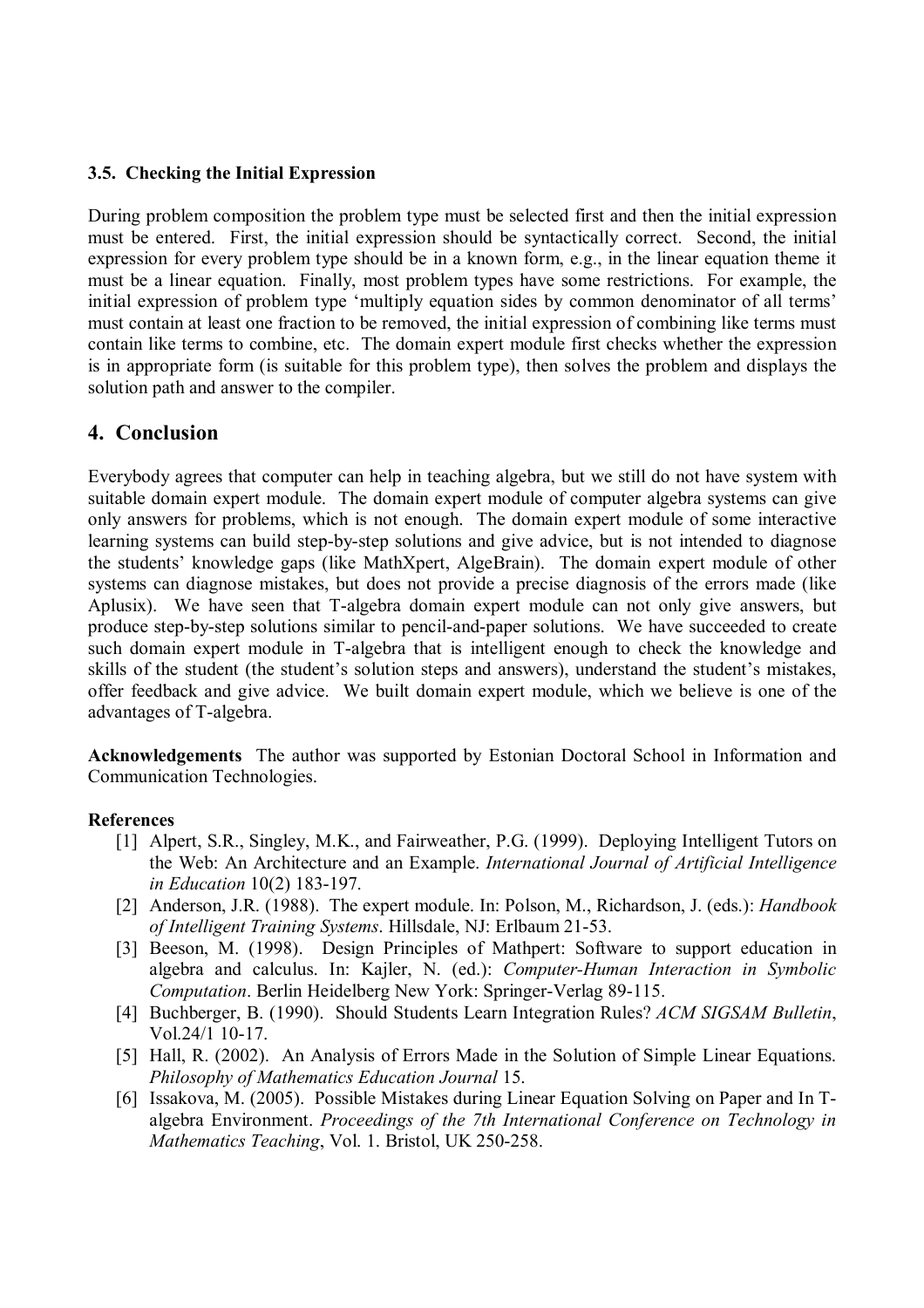### 3.5. Checking the Initial Expression

During problem composition the problem type must be selected first and then the initial expression must be entered. First, the initial expression should be syntactically correct. Second, the initial expression for every problem type should be in a known form, e.g., in the linear equation theme it must be a linear equation. Finally, most problem types have some restrictions. For example, the initial expression of problem type 'multiply equation sides by common denominator of all terms' must contain at least one fraction to be removed, the initial expression of combining like terms must contain like terms to combine, etc. The domain expert module first checks whether the expression is in appropriate form (is suitable for this problem type), then solves the problem and displays the solution path and answer to the compiler.

## 4. Conclusion

Everybody agrees that computer can help in teaching algebra, but we still do not have system with suitable domain expert module. The domain expert module of computer algebra systems can give only answers for problems, which is not enough. The domain expert module of some interactive learning systems can build step-by-step solutions and give advice, but is not intended to diagnose the students' knowledge gaps (like MathXpert, AlgeBrain). The domain expert module of other systems can diagnose mistakes, but does not provide a precise diagnosis of the errors made (like Aplusix). We have seen that T-algebra domain expert module can not only give answers, but produce step-by-step solutions similar to pencil-and-paper solutions. We have succeeded to create such domain expert module in T-algebra that is intelligent enough to check the knowledge and skills of the student (the student's solution steps and answers), understand the student's mistakes, offer feedback and give advice. We built domain expert module, which we believe is one of the advantages of T-algebra.

**Acknowledgements** The author was supported by Estonian Doctoral School in Information and Communication Technologies.

**References**

[1] Alpert, S.R., Singley, M.K., and Fairweather, P.G. (1999). Deploying Intelligent Tutors on the Web: An Architecture and an Example. *International Journal of Artificial Intelligence in Education* 10(2) 183-197.

[2] Anderson, J.R. (1988). The expert module. In: Polson, M., Richardson, J. (eds.): *Handbook of Intelligent Training Systems*. Hillsdale, NJ: Erlbaum 21-53.

[3] Beeson, M. (1998). Design Principles of Mathpert: Software to support education in algebra and calculus. In: Kajler, N. (ed.): *Computer-Human Interaction in Symbolic Computation*. Berlin Heidelberg New York: Springer-Verlag 89-115.

[4] Buchberger, B. (1990). Should Students Learn Integration Rules? *ACM SIGSAM Bulletin*, Vol.24/1 10-17.

[5] Hall, R. (2002). An Analysis of Errors Made in the Solution of Simple Linear Equations. *Philosophy of Mathematics Education Journal* 15.

[6] Issakova, M. (2005). Possible Mistakes during Linear Equation Solving on Paper and In T-algebra Environment. *Proceedings of the 7th International Conference on Technology in Mathematics Teaching*, Vol. 1. Bristol, UK 250-258.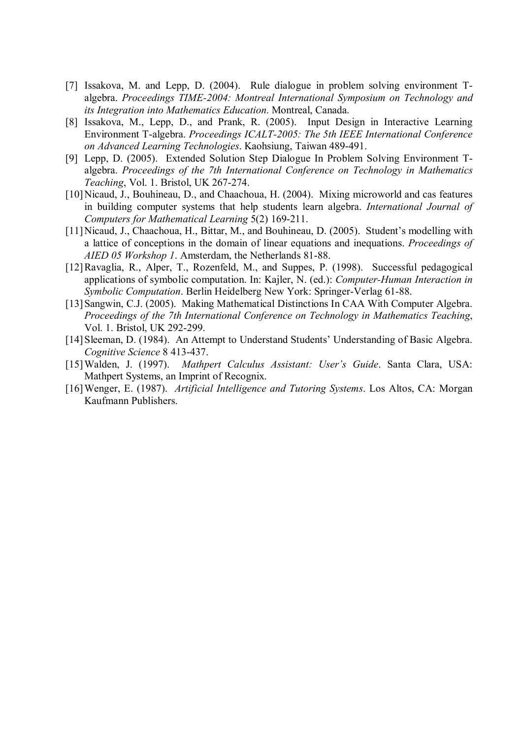[7] Issakova, M. and Lepp, D. (2004). Rule dialogue in problem solving environment T-algebra. *Proceedings TIME-2004: Montreal International Symposium on Technology and its Integration into Mathematics Education*. Montreal, Canada.

[8] Issakova, M., Lepp, D., and Prank, R. (2005). Input Design in Interactive Learning Environment T-algebra. *Proceedings ICALT-2005: The 5th IEEE International Conference on Advanced Learning Technologies*. Kaohsiung, Taiwan 489-491.

[9] Lepp, D. (2005). Extended Solution Step Dialogue In Problem Solving Environment T-algebra. *Proceedings of the 7th International Conference on Technology in Mathematics Teaching*, Vol. 1. Bristol, UK 267-274.

[10] Nicaud, J., Bouhineau, D., and Chaachoua, H. (2004). Mixing microworld and cas features in building computer systems that help students learn algebra. *International Journal of Computers for Mathematical Learning* 5(2) 169-211.

[11] Nicaud, J., Chaachoua, H., Bittar, M., and Bouhineau, D. (2005). Student's modelling with a lattice of conceptions in the domain of linear equations and inequations. *Proceedings of AIED 05 Workshop 1*. Amsterdam, the Netherlands 81-88.

[12] Ravaglia, R., Alper, T., Rozenfeld, M., and Suppes, P. (1998). Successful pedagogical applications of symbolic computation. In: Kajler, N. (ed.): *Computer-Human Interaction in Symbolic Computation*. Berlin Heidelberg New York: Springer-Verlag 61-88.

[13] Sangwin, C.J. (2005). Making Mathematical Distinctions In CAA With Computer Algebra. *Proceedings of the 7th International Conference on Technology in Mathematics Teaching*, Vol. 1. Bristol, UK 292-299.

[14] Sleeman, D. (1984). An Attempt to Understand Students' Understanding of Basic Algebra. *Cognitive Science* 8 413-437.

[15] Walden, J. (1997). *Mathpert Calculus Assistant: User's Guide*. Santa Clara, USA: Mathpert Systems, an Imprint of Recognix.

[16] Wenger, E. (1987). *Artificial Intelligence and Tutoring Systems*. Los Altos, CA: Morgan Kaufmann Publishers.